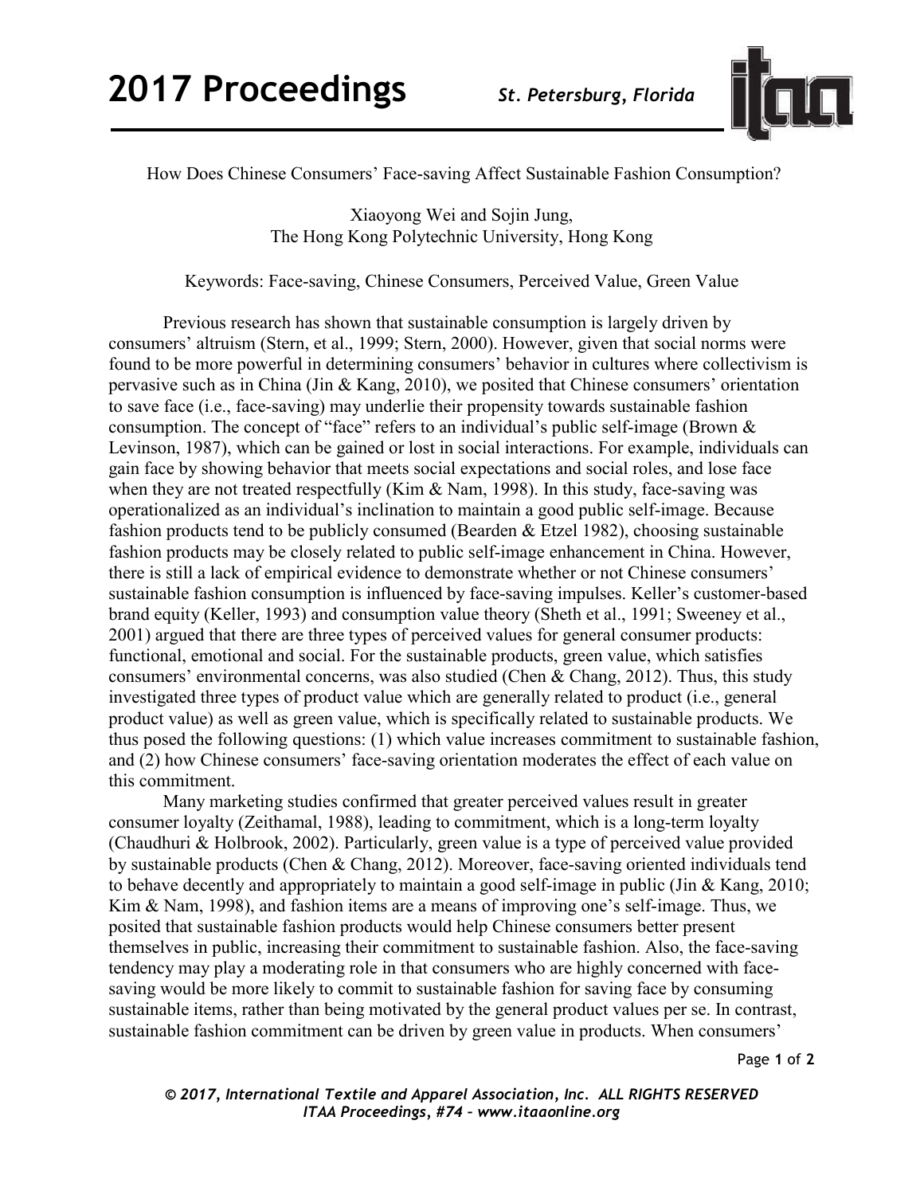# How Does Chinese Consumers' Face-saving Affect Sustainable Fashion Consumption?

Xiaoyong Wei and Sojin Jung,
The Hong Kong Polytechnic University, Hong Kong

Keywords: Face-saving, Chinese Consumers, Perceived Value, Green Value

Previous research has shown that sustainable consumption is largely driven by consumers' altruism (Stern, et al., 1999; Stern, 2000). However, given that social norms were found to be more powerful in determining consumers' behavior in cultures where collectivism is pervasive such as in China (Jin & Kang, 2010), we posited that Chinese consumers' orientation to save face (i.e., face-saving) may underlie their propensity towards sustainable fashion consumption. The concept of "face" refers to an individual's public self-image (Brown & Levinson, 1987), which can be gained or lost in social interactions. For example, individuals can gain face by showing behavior that meets social expectations and social roles, and lose face when they are not treated respectfully (Kim & Nam, 1998). In this study, face-saving was operationalized as an individual's inclination to maintain a good public self-image. Because fashion products tend to be publicly consumed (Bearden & Etzel 1982), choosing sustainable fashion products may be closely related to public self-image enhancement in China. However, there is still a lack of empirical evidence to demonstrate whether or not Chinese consumers' sustainable fashion consumption is influenced by face-saving impulses. Keller's customer-based brand equity (Keller, 1993) and consumption value theory (Sheth et al., 1991; Sweeney et al., 2001) argued that there are three types of perceived values for general consumer products: functional, emotional and social. For the sustainable products, green value, which satisfies consumers' environmental concerns, was also studied (Chen & Chang, 2012). Thus, this study investigated three types of product value which are generally related to product (i.e., general product value) as well as green value, which is specifically related to sustainable products. We thus posed the following questions: (1) which value increases commitment to sustainable fashion, and (2) how Chinese consumers' face-saving orientation moderates the effect of each value on this commitment.

Many marketing studies confirmed that greater perceived values result in greater consumer loyalty (Zeithamal, 1988), leading to commitment, which is a long-term loyalty (Chaudhuri & Holbrook, 2002). Particularly, green value is a type of perceived value provided by sustainable products (Chen & Chang, 2012). Moreover, face-saving oriented individuals tend to behave decently and appropriately to maintain a good self-image in public (Jin & Kang, 2010; Kim & Nam, 1998), and fashion items are a means of improving one's self-image. Thus, we posited that sustainable fashion products would help Chinese consumers better present themselves in public, increasing their commitment to sustainable fashion. Also, the face-saving tendency may play a moderating role in that consumers who are highly concerned with face-saving would be more likely to commit to sustainable fashion for saving face by consuming sustainable items, rather than being motivated by the general product values per se. In contrast, sustainable fashion commitment can be driven by green value in products. When consumers'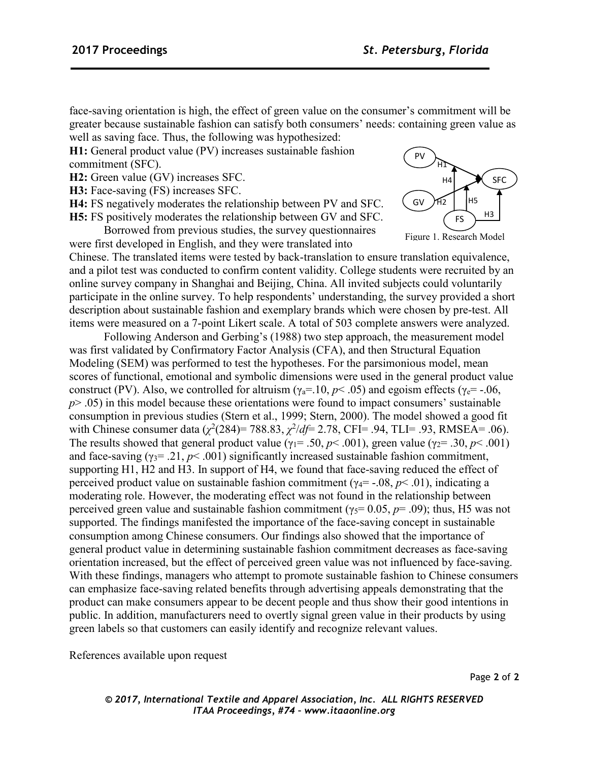face-saving orientation is high, the effect of green value on the consumer's commitment will be greater because sustainable fashion can satisfy both consumers' needs: containing green value as well as saving face. Thus, the following was hypothesized:

**H1:** General product value (PV) increases sustainable fashion commitment (SFC).

**H2:** Green value (GV) increases SFC.

**H3:** Face-saving (FS) increases SFC.

**H4:** FS negatively moderates the relationship between PV and SFC.

**H5:** FS positively moderates the relationship between GV and SFC.

PV
H1
H4
SFC
GV
H2
H5
H3
FS

Figure 1. Research Model

Borrowed from previous studies, the survey questionnaires were first developed in English, and they were translated into Chinese. The translated items were tested by back-translation to ensure translation equivalence, and a pilot test was conducted to confirm content validity. College students were recruited by an online survey company in Shanghai and Beijing, China. All invited subjects could voluntarily participate in the online survey. To help respondents' understanding, the survey provided a short description about sustainable fashion and exemplary brands which were chosen by pre-test. All items were measured on a 7-point Likert scale. A total of 503 complete answers were analyzed.

Following Anderson and Gerbing's (1988) two step approach, the measurement model was first validated by Confirmatory Factor Analysis (CFA), and then Structural Equation Modeling (SEM) was performed to test the hypotheses. For the parsimonious model, mean scores of functional, emotional and symbolic dimensions were used in the general product value construct (PV). Also, we controlled for altruism ($\gamma_a$=.10, $p$< .05) and egoism effects ($\gamma_e$= -.06, $p$> .05) in this model because these orientations were found to impact consumers' sustainable consumption in previous studies (Stern et al., 1999; Stern, 2000). The model showed a good fit with Chinese consumer data ($\chi^2(284)$= 788.83, $\chi^2/df$= 2.78, CFI= .94, TLI= .93, RMSEA= .06). The results showed that general product value ($\gamma_1$= .50, $p$< .001), green value ($\gamma_2$= .30, $p$< .001) and face-saving ($\gamma_3$= .21, $p$< .001) significantly increased sustainable fashion commitment, supporting H1, H2 and H3. In support of H4, we found that face-saving reduced the effect of perceived product value on sustainable fashion commitment ($\gamma_4$= -.08, $p$< .01), indicating a moderating role. However, the moderating effect was not found in the relationship between perceived green value and sustainable fashion commitment ($\gamma_5$= 0.05, $p$= .09); thus, H5 was not supported. The findings manifested the importance of the face-saving concept in sustainable consumption among Chinese consumers. Our findings also showed that the importance of general product value in determining sustainable fashion commitment decreases as face-saving orientation increased, but the effect of perceived green value was not influenced by face-saving. With these findings, managers who attempt to promote sustainable fashion to Chinese consumers can emphasize face-saving related benefits through advertising appeals demonstrating that the product can make consumers appear to be decent people and thus show their good intentions in public. In addition, manufacturers need to overtly signal green value in their products by using green labels so that customers can easily identify and recognize relevant values.

References available upon request